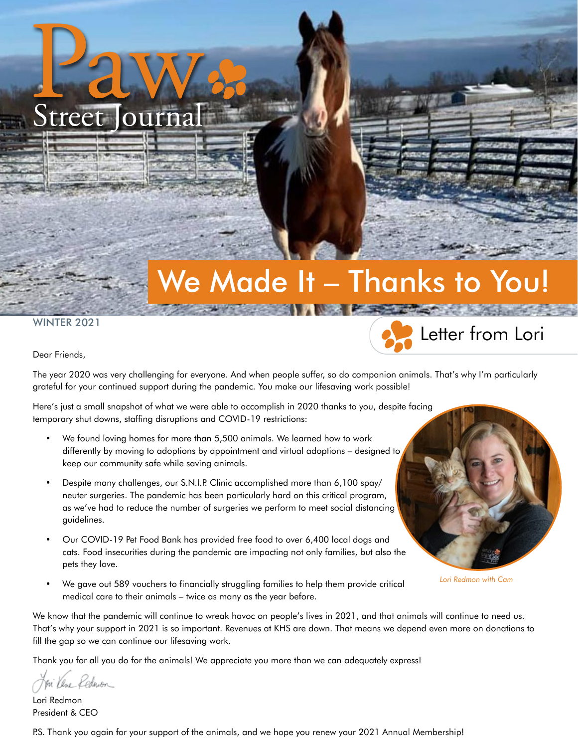# Paw Street Journal

## We Made It – Thanks to You!

WINTER 2021

## Letter from Lori

Dear Friends,

The year 2020 was very challenging for everyone. And when people suffer, so do companion animals. That's why I'm particularly grateful for your continued support during the pandemic. You make our lifesaving work possible!

Here's just a small snapshot of what we were able to accomplish in 2020 thanks to you, despite facing temporary shut downs, staffing disruptions and COVID-19 restrictions:

- We found loving homes for more than 5,500 animals. We learned how to work differently by moving to adoptions by appointment and virtual adoptions – designed to keep our community safe while saving animals.
- Despite many challenges, our S.N.I.P. Clinic accomplished more than 6,100 spay/neuter surgeries. The pandemic has been particularly hard on this critical program, as we've had to reduce the number of surgeries we perform to meet social distancing guidelines.
- Our COVID-19 Pet Food Bank has provided free food to over 6,400 local dogs and cats. Food insecurities during the pandemic are impacting not only families, but also the pets they love.
- We gave out 589 vouchers to financially struggling families to help them provide critical medical care to their animals – twice as many as the year before.

*Lori Redmon with Cam*

We know that the pandemic will continue to wreak havoc on people's lives in 2021, and that animals will continue to need us. That's why your support in 2021 is so important. Revenues at KHS are down. That means we depend even more on donations to fill the gap so we can continue our lifesaving work.

Thank you for all you do for the animals! We appreciate you more than we can adequately express!

Lori Redmon
President & CEO

P.S. Thank you again for your support of the animals, and we hope you renew your 2021 Annual Membership!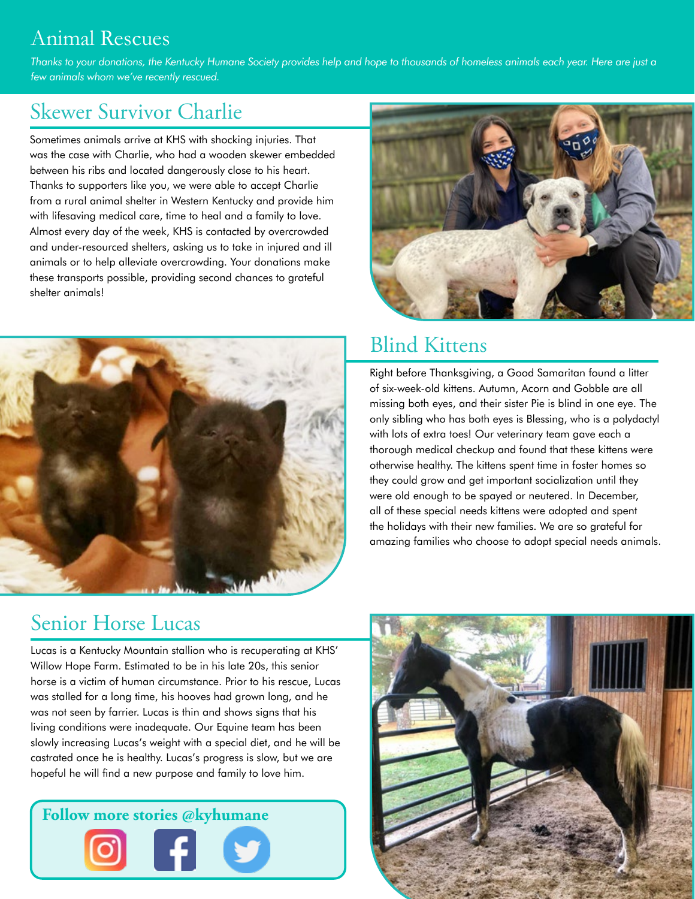# Animal Rescues

*Thanks to your donations, the Kentucky Humane Society provides help and hope to thousands of homeless animals each year. Here are just a few animals whom we've recently rescued.*

## Skewer Survivor Charlie

Sometimes animals arrive at KHS with shocking injuries. That was the case with Charlie, who had a wooden skewer embedded between his ribs and located dangerously close to his heart. Thanks to supporters like you, we were able to accept Charlie from a rural animal shelter in Western Kentucky and provide him with lifesaving medical care, time to heal and a family to love. Almost every day of the week, KHS is contacted by overcrowded and under-resourced shelters, asking us to take in injured and ill animals or to help alleviate overcrowding. Your donations make these transports possible, providing second chances to grateful shelter animals!

## Blind Kittens

Right before Thanksgiving, a Good Samaritan found a litter of six-week-old kittens. Autumn, Acorn and Gobble are all missing both eyes, and their sister Pie is blind in one eye. The only sibling who has both eyes is Blessing, who is a polydactyl with lots of extra toes! Our veterinary team gave each a thorough medical checkup and found that these kittens were otherwise healthy. The kittens spent time in foster homes so they could grow and get important socialization until they were old enough to be spayed or neutered. In December, all of these special needs kittens were adopted and spent the holidays with their new families. We are so grateful for amazing families who choose to adopt special needs animals.

## Senior Horse Lucas

Lucas is a Kentucky Mountain stallion who is recuperating at KHS' Willow Hope Farm. Estimated to be in his late 20s, this senior horse is a victim of human circumstance. Prior to his rescue, Lucas was stalled for a long time, his hooves had grown long, and he was not seen by farrier. Lucas is thin and shows signs that his living conditions were inadequate. Our Equine team has been slowly increasing Lucas's weight with a special diet, and he will be castrated once he is healthy. Lucas's progress is slow, but we are hopeful he will find a new purpose and family to love him.

**Follow more stories @kyhumane**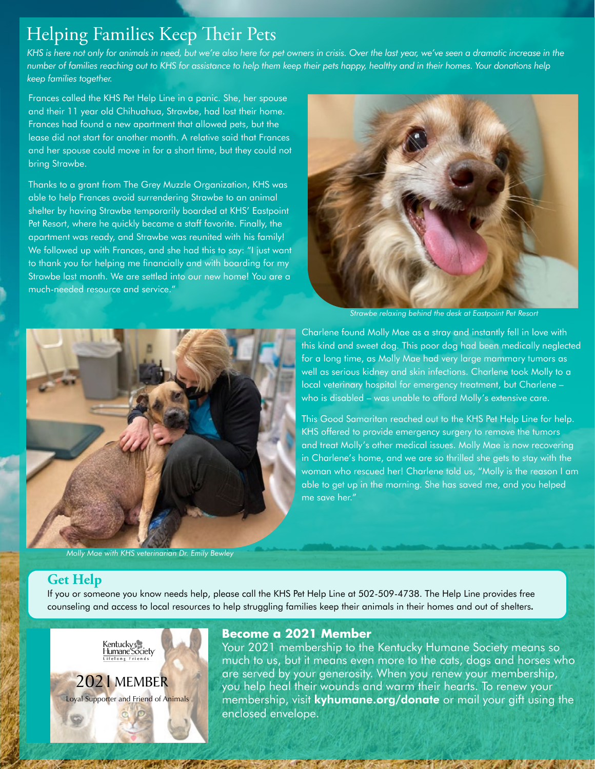# Helping Families Keep Their Pets

*KHS is here not only for animals in need, but we're also here for pet owners in crisis. Over the last year, we've seen a dramatic increase in the number of families reaching out to KHS for assistance to help them keep their pets happy, healthy and in their homes. Your donations help keep families together.*

Frances called the KHS Pet Help Line in a panic. She, her spouse and their 11 year old Chihuahua, Strawbe, had lost their home. Frances had found a new apartment that allowed pets, but the lease did not start for another month. A relative said that Frances and her spouse could move in for a short time, but they could not bring Strawbe.

Thanks to a grant from The Grey Muzzle Organization, KHS was able to help Frances avoid surrendering Strawbe to an animal shelter by having Strawbe temporarily boarded at KHS' Eastpoint Pet Resort, where he quickly became a staff favorite. Finally, the apartment was ready, and Strawbe was reunited with his family! We followed up with Frances, and she had this to say: "I just want to thank you for helping me financially and with boarding for my Strawbe last month. We are settled into our new home! You are a much-needed resource and service."

*Strawbe relaxing behind the desk at Eastpoint Pet Resort*

Charlene found Molly Mae as a stray and instantly fell in love with this kind and sweet dog. This poor dog had been medically neglected for a long time, as Molly Mae had very large mammary tumors as well as serious kidney and skin infections. Charlene took Molly to a local veterinary hospital for emergency treatment, but Charlene – who is disabled – was unable to afford Molly's extensive care.

This Good Samaritan reached out to the KHS Pet Help Line for help. KHS offered to provide emergency surgery to remove the tumors and treat Molly's other medical issues. Molly Mae is now recovering in Charlene's home, and we are so thrilled she gets to stay with the woman who rescued her! Charlene told us, "Molly is the reason I am able to get up in the morning. She has saved me, and you helped me save her."

*Molly Mae with KHS veterinarian Dr. Emily Bewley*

## Get Help

If you or someone you know needs help, please call the KHS Pet Help Line at 502-509-4738. The Help Line provides free counseling and access to local resources to help struggling families keep their animals in their homes and out of shelters.

Kentucky Humane Society
Lifelong Friends

2021 MEMBER
Loyal Supporter and Friend of Animals

## Become a 2021 Member

Your 2021 membership to the Kentucky Humane Society means so much to us, but it means even more to the cats, dogs and horses who are served by your generosity. When you renew your membership, you help heal their wounds and warm their hearts. To renew your membership, visit **kyhumane.org/donate** or mail your gift using the enclosed envelope.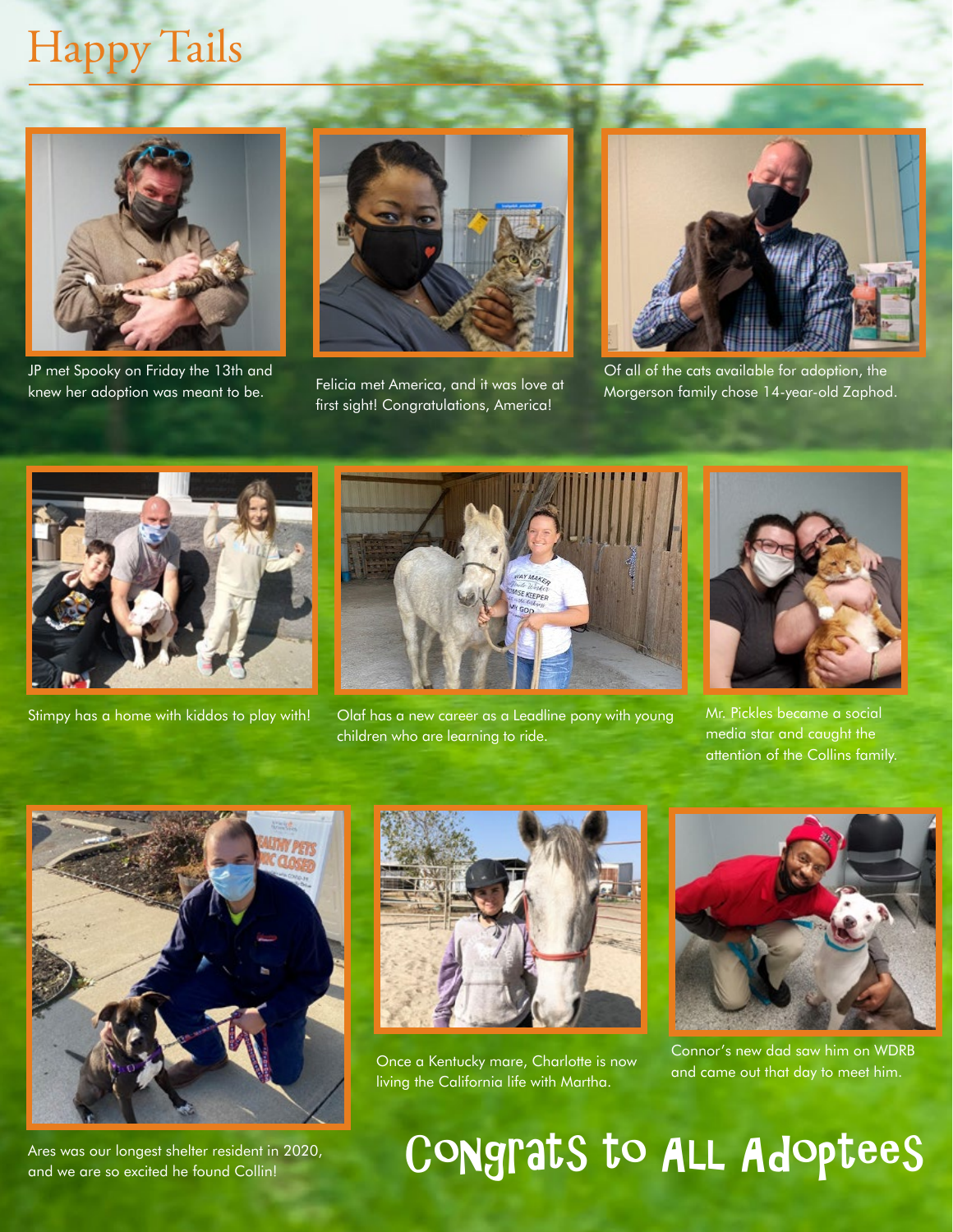# Happy Tails

JP met Spooky on Friday the 13th and knew her adoption was meant to be.

Felicia met America, and it was love at first sight! Congratulations, America!

Of all of the cats available for adoption, the Morgerson family chose 14-year-old Zaphod.

Stimpy has a home with kiddos to play with!

Olaf has a new career as a Leadline pony with young children who are learning to ride.

Mr. Pickles became a social media star and caught the attention of the Collins family.

Ares was our longest shelter resident in 2020, and we are so excited he found Collin!

Once a Kentucky mare, Charlotte is now living the California life with Martha.

Connor's new dad saw him on WDRB and came out that day to meet him.

## Congrats to ALL Adoptees